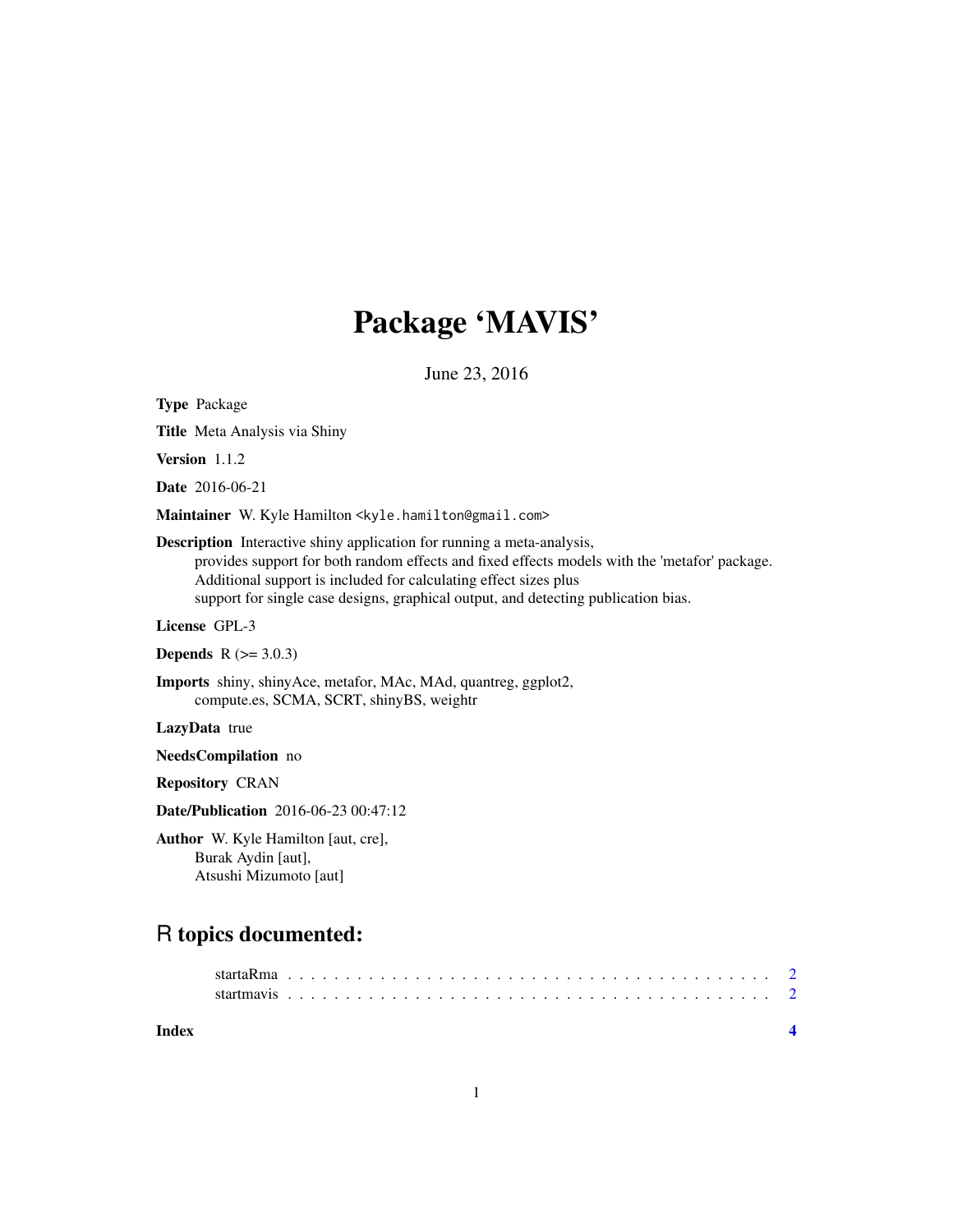# Package 'MAVIS'

June 23, 2016

**Type** Package

**Title** Meta Analysis via Shiny

**Version** 1.1.2

**Date** 2016-06-21

**Maintainer** W. Kyle Hamilton <kyle.hamilton@gmail.com>

**Description** Interactive shiny application for running a meta-analysis,
provides support for both random effects and fixed effects models with the 'metafor' package.
Additional support is included for calculating effect sizes plus
support for single case designs, graphical output, and detecting publication bias.

**License** GPL-3

**Depends** R (>= 3.0.3)

**Imports** shiny, shinyAce, metafor, MAc, MAd, quantreg, ggplot2,
compute.es, SCMA, SCRT, shinyBS, weightr

**LazyData** true

**NeedsCompilation** no

**Repository** CRAN

**Date/Publication** 2016-06-23 00:47:12

**Author** W. Kyle Hamilton [aut, cre],
Burak Aydin [aut],
Atsushi Mizumoto [aut]

## R topics documented:

startaRma . . . . . . . . . . . . . . . . . . . . . . . . . . . . . . . . . . . . . . . . 2
startmavis . . . . . . . . . . . . . . . . . . . . . . . . . . . . . . . . . . . . . . . . 2

**Index** 4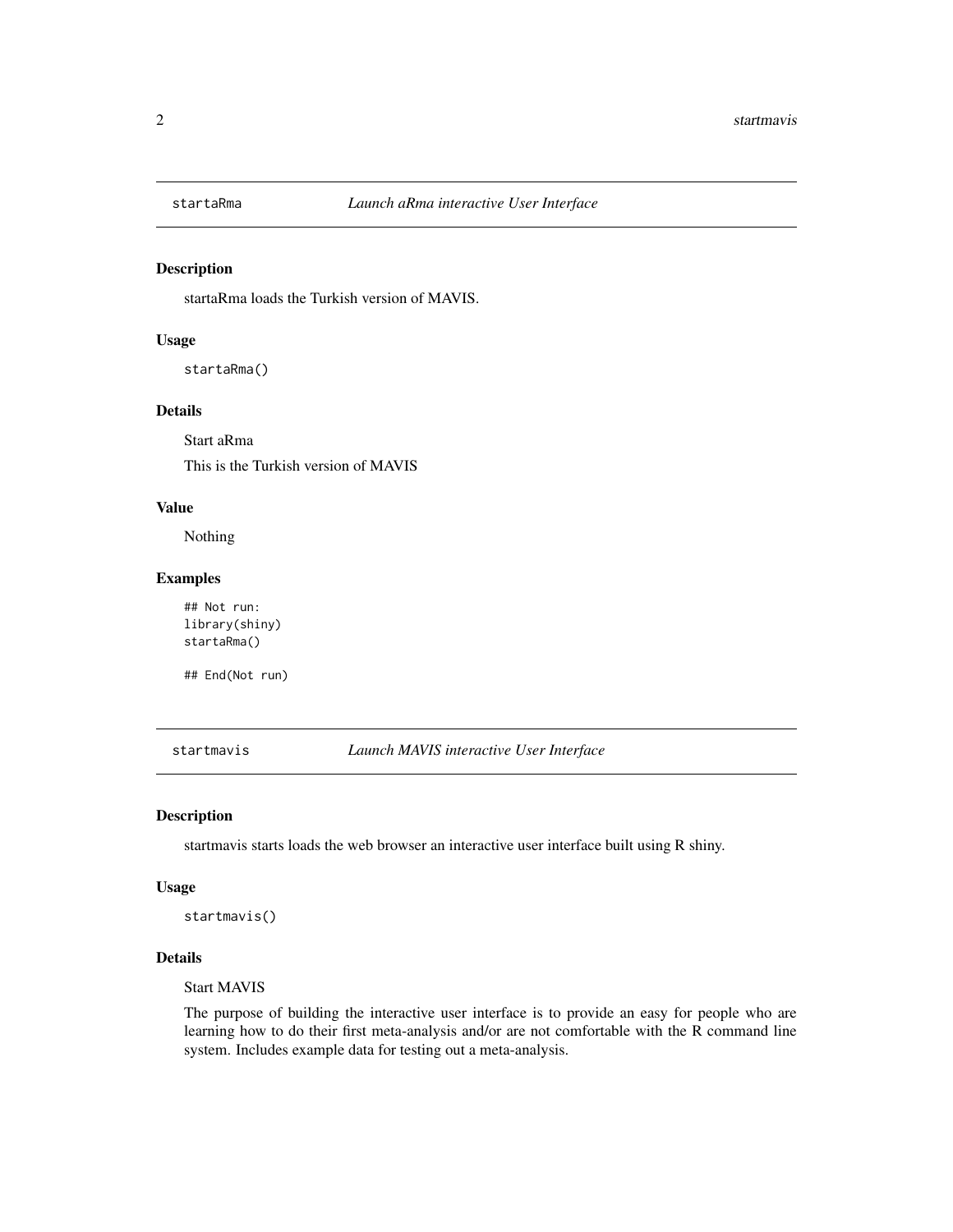## startaRma *Launch aRma interactive User Interface*

### Description

startaRma loads the Turkish version of MAVIS.

### Usage

```
startaRma()
```

### Details

Start aRma

This is the Turkish version of MAVIS

### Value

Nothing

### Examples

```
## Not run:
library(shiny)
startaRma()

## End(Not run)
```

## startmavis *Launch MAVIS interactive User Interface*

### Description

startmavis starts loads the web browser an interactive user interface built using R shiny.

### Usage

```
startmavis()
```

### Details

Start MAVIS

The purpose of building the interactive user interface is to provide an easy for people who are learning how to do their first meta-analysis and/or are not comfortable with the R command line system. Includes example data for testing out a meta-analysis.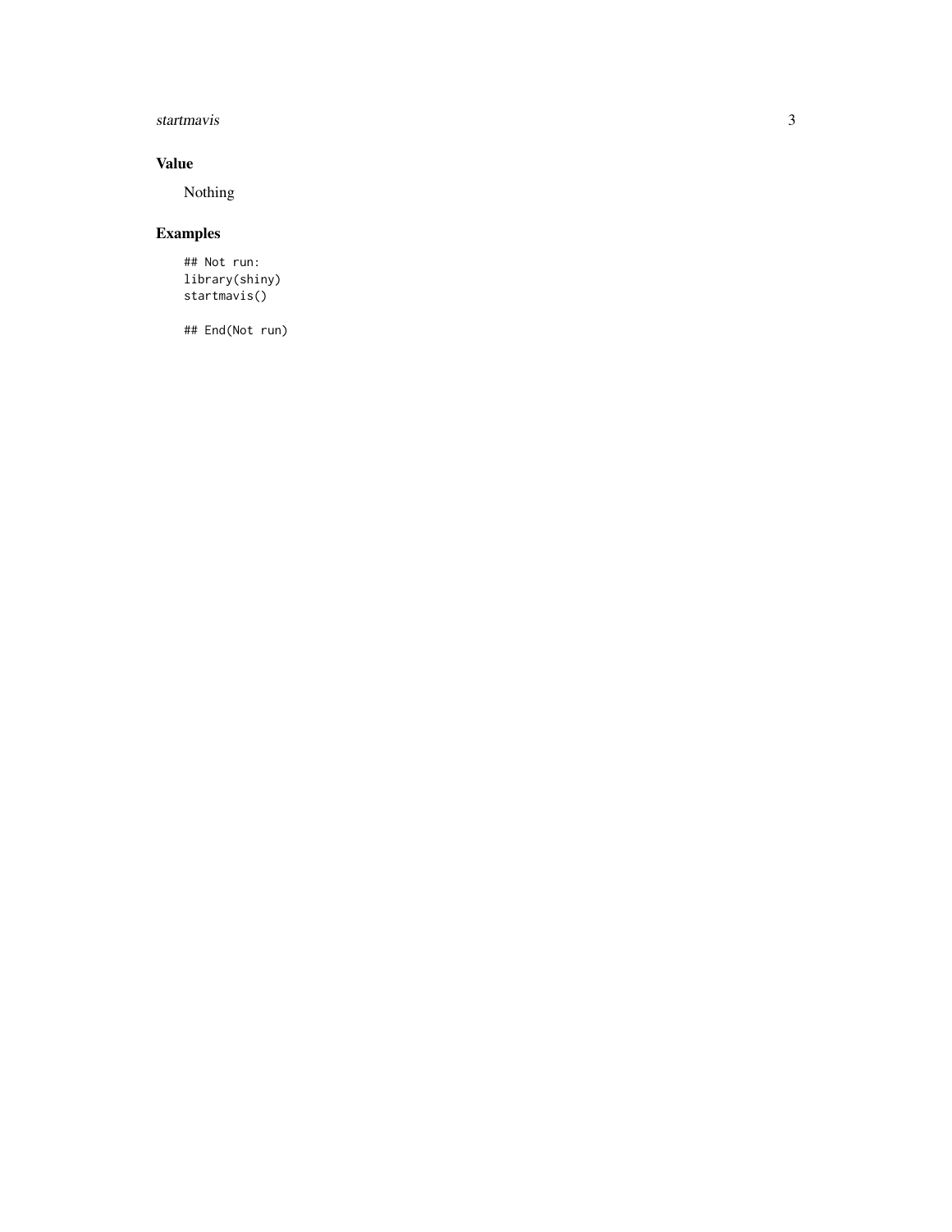## Value

Nothing

## Examples

```
## Not run:
library(shiny)
startmavis()

## End(Not run)
```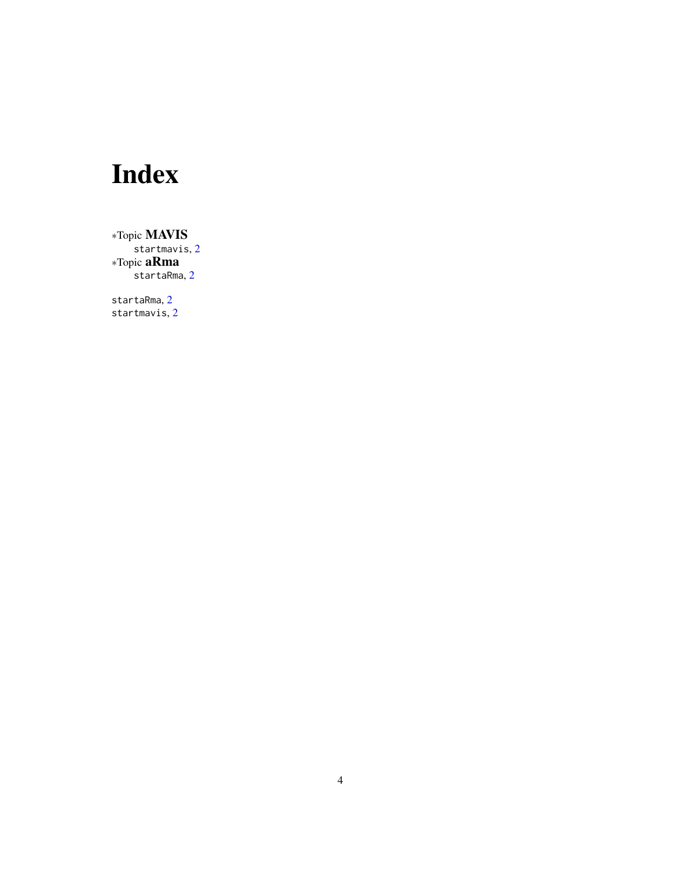# Index

*Topic **MAVIS**
- `startmavis`, 2

*Topic **aRma**
- `startaRma`, 2

`startaRma`, 2
`startmavis`, 2